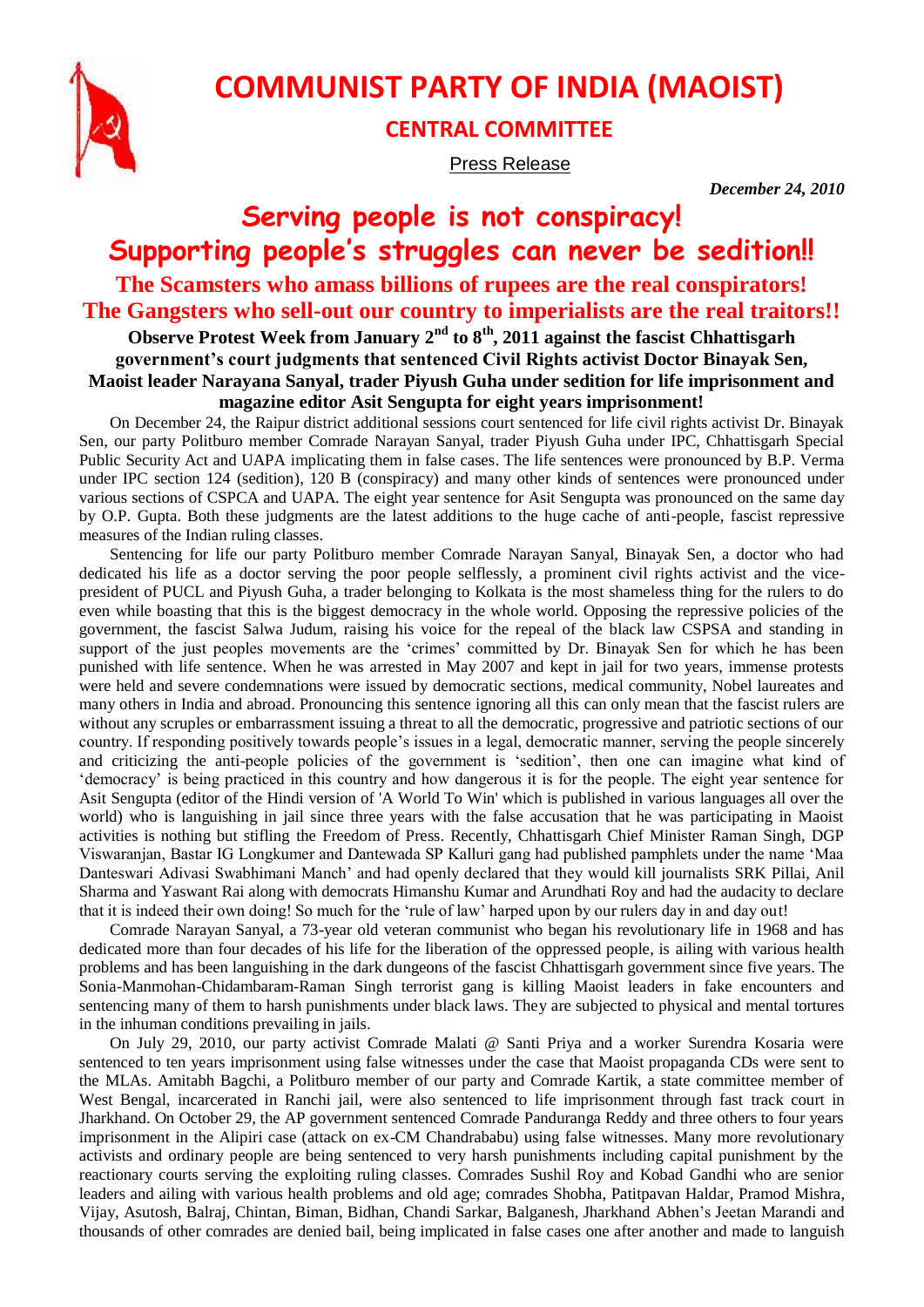# COMMUNIST PARTY OF INDIA (MAOIST)

## CENTRAL COMMITTEE

Press Release

***December 24, 2010***

## Serving people is not conspiracy! Supporting people's struggles can never be sedition!!

### The Scamsters who amass billions of rupees are the real conspirators! The Gangsters who sell-out our country to imperialists are the real traitors!!

**Observe Protest Week from January 2nd to 8th, 2011 against the fascist Chhattisgarh government's court judgments that sentenced Civil Rights activist Doctor Binayak Sen, Maoist leader Narayana Sanyal, trader Piyush Guha under sedition for life imprisonment and magazine editor Asit Sengupta for eight years imprisonment!**

On December 24, the Raipur district additional sessions court sentenced for life civil rights activist Dr. Binayak Sen, our party Politburo member Comrade Narayan Sanyal, trader Piyush Guha under IPC, Chhattisgarh Special Public Security Act and UAPA implicating them in false cases. The life sentences were pronounced by B.P. Verma under IPC section 124 (sedition), 120 B (conspiracy) and many other kinds of sentences were pronounced under various sections of CSPCA and UAPA. The eight year sentence for Asit Sengupta was pronounced on the same day by O.P. Gupta. Both these judgments are the latest additions to the huge cache of anti-people, fascist repressive measures of the Indian ruling classes.

Sentencing for life our party Politburo member Comrade Narayan Sanyal, Binayak Sen, a doctor who had dedicated his life as a doctor serving the poor people selflessly, a prominent civil rights activist and the vice-president of PUCL and Piyush Guha, a trader belonging to Kolkata is the most shameless thing for the rulers to do even while boasting that this is the biggest democracy in the whole world. Opposing the repressive policies of the government, the fascist Salwa Judum, raising his voice for the repeal of the black law CSPSA and standing in support of the just peoples movements are the 'crimes' committed by Dr. Binayak Sen for which he has been punished with life sentence. When he was arrested in May 2007 and kept in jail for two years, immense protests were held and severe condemnations were issued by democratic sections, medical community, Nobel laureates and many others in India and abroad. Pronouncing this sentence ignoring all this can only mean that the fascist rulers are without any scruples or embarrassment issuing a threat to all the democratic, progressive and patriotic sections of our country. If responding positively towards people's issues in a legal, democratic manner, serving the people sincerely and criticizing the anti-people policies of the government is 'sedition', then one can imagine what kind of 'democracy' is being practiced in this country and how dangerous it is for the people. The eight year sentence for Asit Sengupta (editor of the Hindi version of 'A World To Win' which is published in various languages all over the world) who is languishing in jail since three years with the false accusation that he was participating in Maoist activities is nothing but stifling the Freedom of Press. Recently, Chhattisgarh Chief Minister Raman Singh, DGP Viswaranjan, Bastar IG Longkumer and Dantewada SP Kalluri gang had published pamphlets under the name 'Maa Danteswari Adivasi Swabhimani Manch' and had openly declared that they would kill journalists SRK Pillai, Anil Sharma and Yaswant Rai along with democrats Himanshu Kumar and Arundhati Roy and had the audacity to declare that it is indeed their own doing! So much for the 'rule of law' harped upon by our rulers day in and day out!

Comrade Narayan Sanyal, a 73-year old veteran communist who began his revolutionary life in 1968 and has dedicated more than four decades of his life for the liberation of the oppressed people, is ailing with various health problems and has been languishing in the dark dungeons of the fascist Chhattisgarh government since five years. The Sonia-Manmohan-Chidambaram-Raman Singh terrorist gang is killing Maoist leaders in fake encounters and sentencing many of them to harsh punishments under black laws. They are subjected to physical and mental tortures in the inhuman conditions prevailing in jails.

On July 29, 2010, our party activist Comrade Malati @ Santi Priya and a worker Surendra Kosaria were sentenced to ten years imprisonment using false witnesses under the case that Maoist propaganda CDs were sent to the MLAs. Amitabh Bagchi, a Politburo member of our party and Comrade Kartik, a state committee member of West Bengal, incarcerated in Ranchi jail, were also sentenced to life imprisonment through fast track court in Jharkhand. On October 29, the AP government sentenced Comrade Panduranga Reddy and three others to four years imprisonment in the Alipiri case (attack on ex-CM Chandrababu) using false witnesses. Many more revolutionary activists and ordinary people are being sentenced to very harsh punishments including capital punishment by the reactionary courts serving the exploiting ruling classes. Comrades Sushil Roy and Kobad Gandhi who are senior leaders and ailing with various health problems and old age; comrades Shobha, Patitpavan Haldar, Pramod Mishra, Vijay, Asutosh, Balraj, Chintan, Biman, Bidhan, Chandi Sarkar, Balganesh, Jharkhand Abhen's Jeetan Marandi and thousands of other comrades are denied bail, being implicated in false cases one after another and made to languish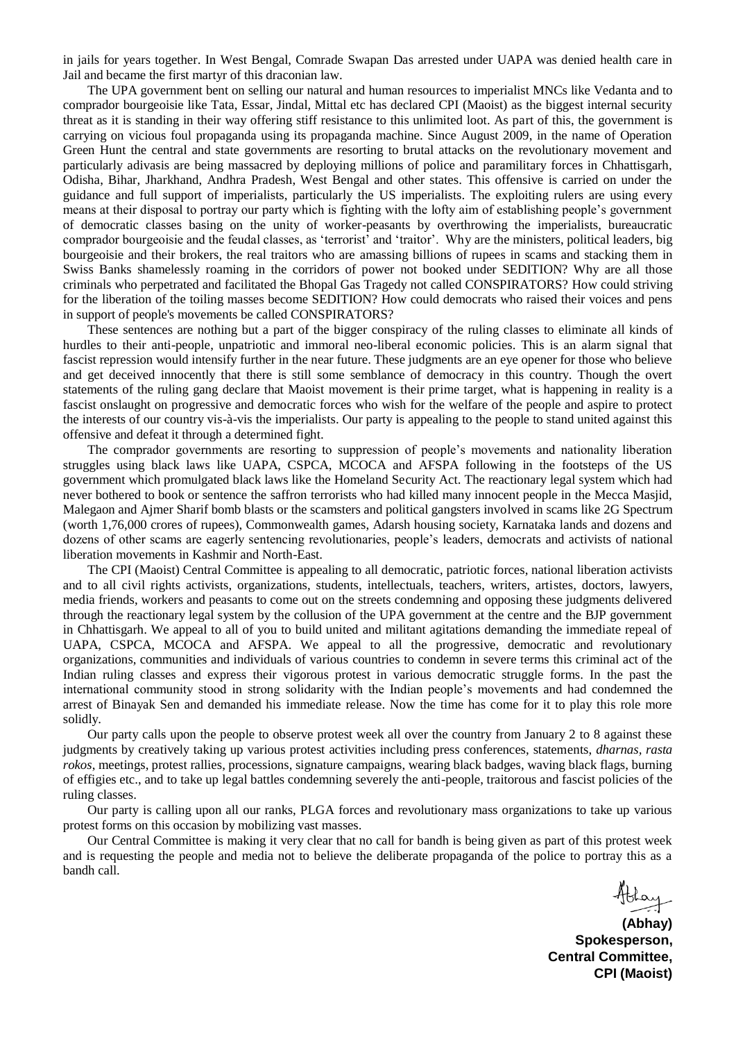in jails for years together. In West Bengal, Comrade Swapan Das arrested under UAPA was denied health care in Jail and became the first martyr of this draconian law.

The UPA government bent on selling our natural and human resources to imperialist MNCs like Vedanta and to comprador bourgeoisie like Tata, Essar, Jindal, Mittal etc has declared CPI (Maoist) as the biggest internal security threat as it is standing in their way offering stiff resistance to this unlimited loot. As part of this, the government is carrying on vicious foul propaganda using its propaganda machine. Since August 2009, in the name of Operation Green Hunt the central and state governments are resorting to brutal attacks on the revolutionary movement and particularly adivasis are being massacred by deploying millions of police and paramilitary forces in Chhattisgarh, Odisha, Bihar, Jharkhand, Andhra Pradesh, West Bengal and other states. This offensive is carried on under the guidance and full support of imperialists, particularly the US imperialists. The exploiting rulers are using every means at their disposal to portray our party which is fighting with the lofty aim of establishing people's government of democratic classes basing on the unity of worker-peasants by overthrowing the imperialists, bureaucratic comprador bourgeoisie and the feudal classes, as 'terrorist' and 'traitor'. Why are the ministers, political leaders, big bourgeoisie and their brokers, the real traitors who are amassing billions of rupees in scams and stacking them in Swiss Banks shamelessly roaming in the corridors of power not booked under SEDITION? Why are all those criminals who perpetrated and facilitated the Bhopal Gas Tragedy not called CONSPIRATORS? How could striving for the liberation of the toiling masses become SEDITION? How could democrats who raised their voices and pens in support of people's movements be called CONSPIRATORS?

These sentences are nothing but a part of the bigger conspiracy of the ruling classes to eliminate all kinds of hurdles to their anti-people, unpatriotic and immoral neo-liberal economic policies. This is an alarm signal that fascist repression would intensify further in the near future. These judgments are an eye opener for those who believe and get deceived innocently that there is still some semblance of democracy in this country. Though the overt statements of the ruling gang declare that Maoist movement is their prime target, what is happening in reality is a fascist onslaught on progressive and democratic forces who wish for the welfare of the people and aspire to protect the interests of our country vis-à-vis the imperialists. Our party is appealing to the people to stand united against this offensive and defeat it through a determined fight.

The comprador governments are resorting to suppression of people's movements and nationality liberation struggles using black laws like UAPA, CSPCA, MCOCA and AFSPA following in the footsteps of the US government which promulgated black laws like the Homeland Security Act. The reactionary legal system which had never bothered to book or sentence the saffron terrorists who had killed many innocent people in the Mecca Masjid, Malegaon and Ajmer Sharif bomb blasts or the scamsters and political gangsters involved in scams like 2G Spectrum (worth 1,76,000 crores of rupees), Commonwealth games, Adarsh housing society, Karnataka lands and dozens and dozens of other scams are eagerly sentencing revolutionaries, people's leaders, democrats and activists of national liberation movements in Kashmir and North-East.

The CPI (Maoist) Central Committee is appealing to all democratic, patriotic forces, national liberation activists and to all civil rights activists, organizations, students, intellectuals, teachers, writers, artistes, doctors, lawyers, media friends, workers and peasants to come out on the streets condemning and opposing these judgments delivered through the reactionary legal system by the collusion of the UPA government at the centre and the BJP government in Chhattisgarh. We appeal to all of you to build united and militant agitations demanding the immediate repeal of UAPA, CSPCA, MCOCA and AFSPA. We appeal to all the progressive, democratic and revolutionary organizations, communities and individuals of various countries to condemn in severe terms this criminal act of the Indian ruling classes and express their vigorous protest in various democratic struggle forms. In the past the international community stood in strong solidarity with the Indian people's movements and had condemned the arrest of Binayak Sen and demanded his immediate release. Now the time has come for it to play this role more solidly.

Our party calls upon the people to observe protest week all over the country from January 2 to 8 against these judgments by creatively taking up various protest activities including press conferences, statements, *dharnas, rasta rokos*, meetings, protest rallies, processions, signature campaigns, wearing black badges, waving black flags, burning of effigies etc., and to take up legal battles condemning severely the anti-people, traitorous and fascist policies of the ruling classes.

Our party is calling upon all our ranks, PLGA forces and revolutionary mass organizations to take up various protest forms on this occasion by mobilizing vast masses.

Our Central Committee is making it very clear that no call for bandh is being given as part of this protest week and is requesting the people and media not to believe the deliberate propaganda of the police to portray this as a bandh call.

Abhay

**(Abhay)**
**Spokesperson,**
**Central Committee,**
**CPI (Maoist)**